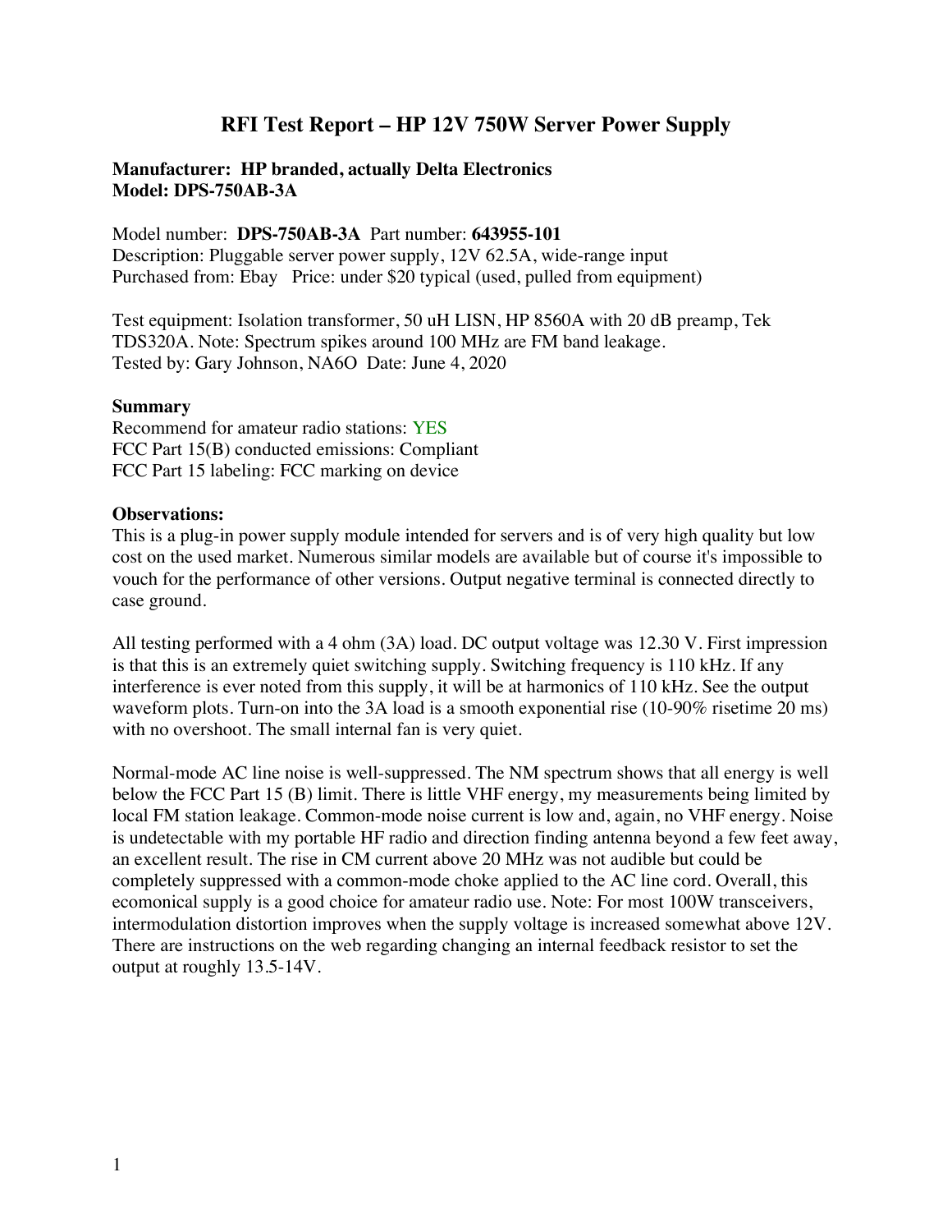# RFI Test Report – HP 12V 750W Server Power Supply

**Manufacturer: HP branded, actually Delta Electronics**
**Model: DPS-750AB-3A**

Model number: **DPS-750AB-3A** Part number: **643955-101**
Description: Pluggable server power supply, 12V 62.5A, wide-range input
Purchased from: Ebay Price: under $20 typical (used, pulled from equipment)

Test equipment: Isolation transformer, 50 uH LISN, HP 8560A with 20 dB preamp, Tek TDS320A. Note: Spectrum spikes around 100 MHz are FM band leakage.
Tested by: Gary Johnson, NA6O Date: June 4, 2020

**Summary**
Recommend for amateur radio stations: YES
FCC Part 15(B) conducted emissions: Compliant
FCC Part 15 labeling: FCC marking on device

**Observations:**
This is a plug-in power supply module intended for servers and is of very high quality but low cost on the used market. Numerous similar models are available but of course it's impossible to vouch for the performance of other versions. Output negative terminal is connected directly to case ground.

All testing performed with a 4 ohm (3A) load. DC output voltage was 12.30 V. First impression is that this is an extremely quiet switching supply. Switching frequency is 110 kHz. If any interference is ever noted from this supply, it will be at harmonics of 110 kHz. See the output waveform plots. Turn-on into the 3A load is a smooth exponential rise (10-90% risetime 20 ms) with no overshoot. The small internal fan is very quiet.

Normal-mode AC line noise is well-suppressed. The NM spectrum shows that all energy is well below the FCC Part 15 (B) limit. There is little VHF energy, my measurements being limited by local FM station leakage. Common-mode noise current is low and, again, no VHF energy. Noise is undetectable with my portable HF radio and direction finding antenna beyond a few feet away, an excellent result. The rise in CM current above 20 MHz was not audible but could be completely suppressed with a common-mode choke applied to the AC line cord. Overall, this ecomonical supply is a good choice for amateur radio use. Note: For most 100W transceivers, intermodulation distortion improves when the supply voltage is increased somewhat above 12V. There are instructions on the web regarding changing an internal feedback resistor to set the output at roughly 13.5-14V.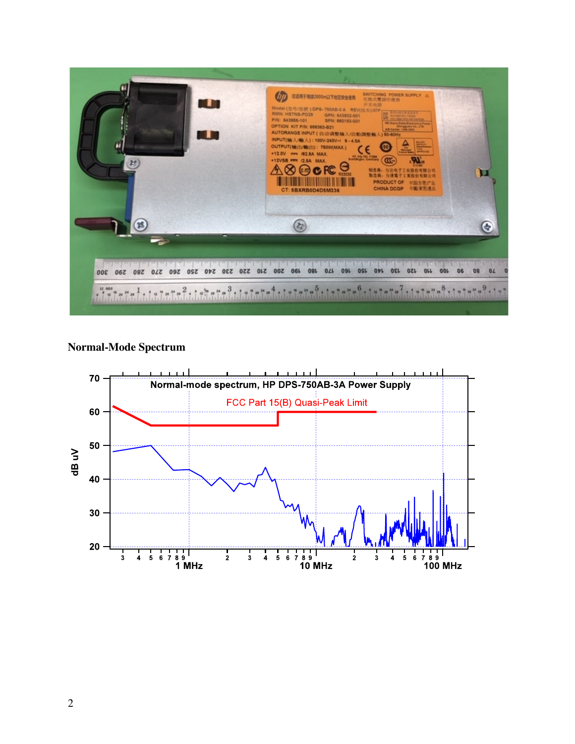**Normal-Mode Spectrum**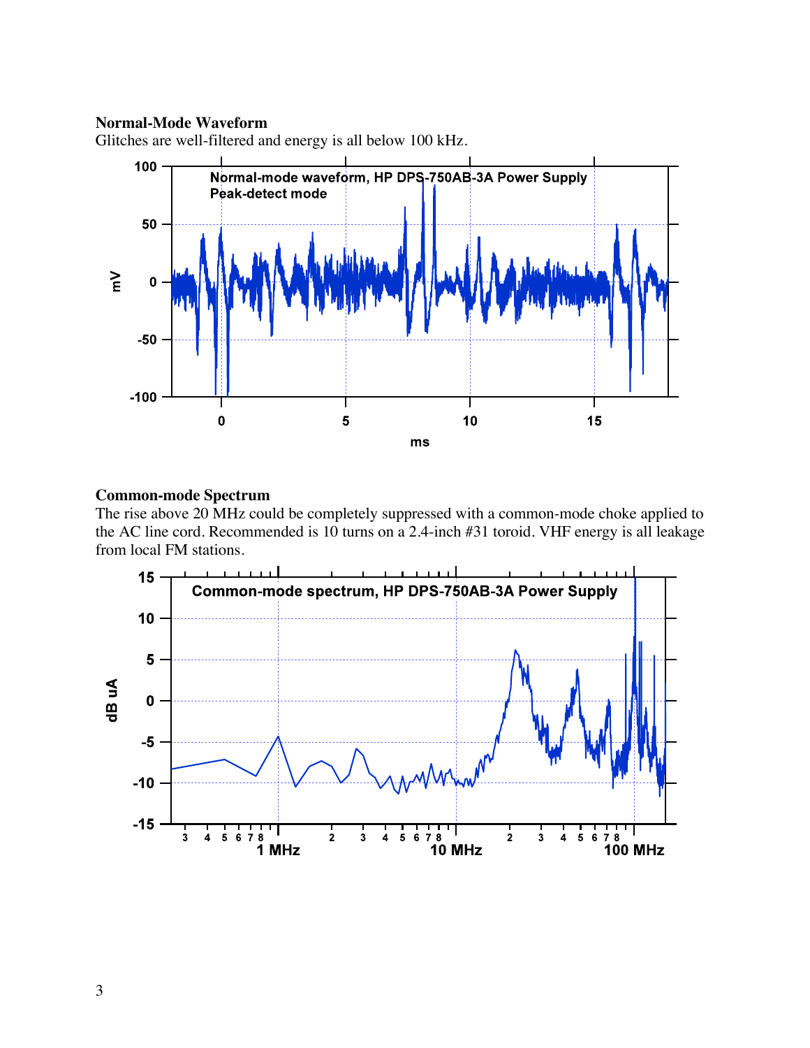**Normal-Mode Waveform**

Glitches are well-filtered and energy is all below 100 kHz.

**Common-mode Spectrum**

The rise above 20 MHz could be completely suppressed with a common-mode choke applied to the AC line cord. Recommended is 10 turns on a 2.4-inch #31 toroid. VHF energy is all leakage from local FM stations.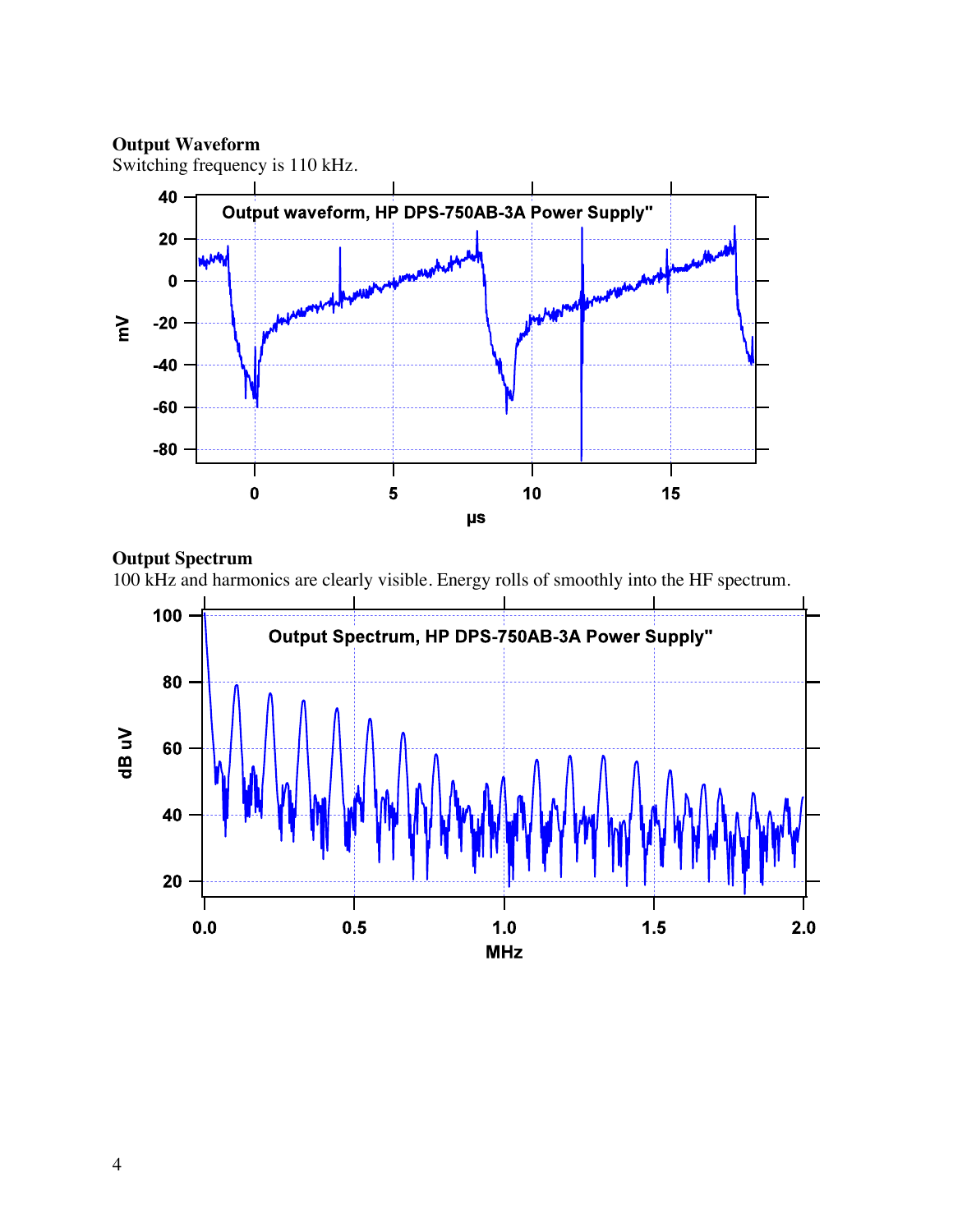**Output Waveform**
Switching frequency is 110 kHz.

Output waveform, HP DPS-750AB-3A Power Supply"

40
20
0
-20
-40
-60
-80

mV

0
5
10
15

µs

**Output Spectrum**
100 kHz and harmonics are clearly visible. Energy rolls of smoothly into the HF spectrum.

Output Spectrum, HP DPS-750AB-3A Power Supply"

100
80
60
40
20

dB uV

0.0
0.5
1.0
1.5
2.0

MHz